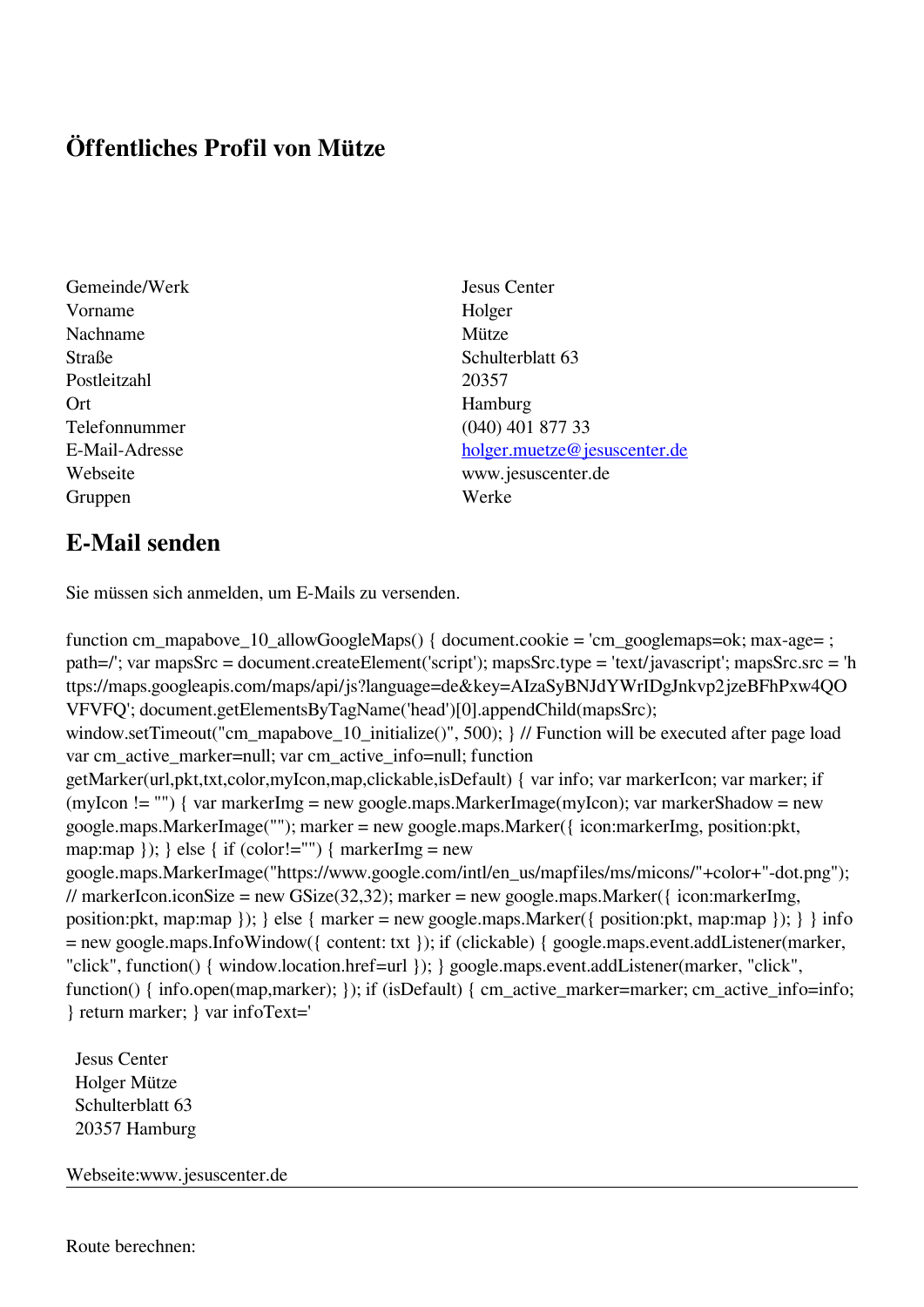# Öffentliches Profil von Mütze

| | |
|---|---|
| Gemeinde/Werk | Jesus Center |
| Vorname | Holger |
| Nachname | Mütze |
| Straße | Schulterblatt 63 |
| Postleitzahl | 20357 |
| Ort | Hamburg |
| Telefonnummer | (040) 401 877 33 |
| E-Mail-Adresse | holger.muetze@jesuscenter.de |
| Webseite | www.jesuscenter.de |
| Gruppen | Werke |

## E-Mail senden

Sie müssen sich anmelden, um E-Mails zu versenden.

function cm_mapabove_10_allowGoogleMaps() { document.cookie = 'cm_googlemaps=ok; max-age= ; path=/'; var mapsSrc = document.createElement('script'); mapsSrc.type = 'text/javascript'; mapsSrc.src = 'https://maps.googleapis.com/maps/api/js?language=de&key=AIzaSyBNJdYWrIDgJnkvp2jzeBFhPxw4QOVFVFQ'; document.getElementsByTagName('head')[0].appendChild(mapsSrc); window.setTimeout("cm_mapabove_10_initialize()", 500); } // Function will be executed after page load var cm_active_marker=null; var cm_active_info=null; function getMarker(url,pkt,txt,color,myIcon,map,clickable,isDefault) { var info; var markerIcon; var marker; if (myIcon != "") { var markerImg = new google.maps.MarkerImage(myIcon); var markerShadow = new google.maps.MarkerImage(""); marker = new google.maps.Marker({ icon:markerImg, position:pkt, map:map }); } else { if (color!="") { markerImg = new google.maps.MarkerImage("https://www.google.com/intl/en_us/mapfiles/ms/micons/"+color+"-dot.png"); // markerIcon.iconSize = new GSize(32,32); marker = new google.maps.Marker({ icon:markerImg, position:pkt, map:map }); } else { marker = new google.maps.Marker({ position:pkt, map:map }); } } info = new google.maps.InfoWindow({ content: txt }); if (clickable) { google.maps.event.addListener(marker, "click", function() { window.location.href=url }); } google.maps.event.addListener(marker, "click", function() { info.open(map,marker); }); if (isDefault) { cm_active_marker=marker; cm_active_info=info; } return marker; } var infoText='

Jesus Center
Holger Mütze
Schulterblatt 63
20357 Hamburg

Webseite:www.jesuscenter.de

---

Route berechnen: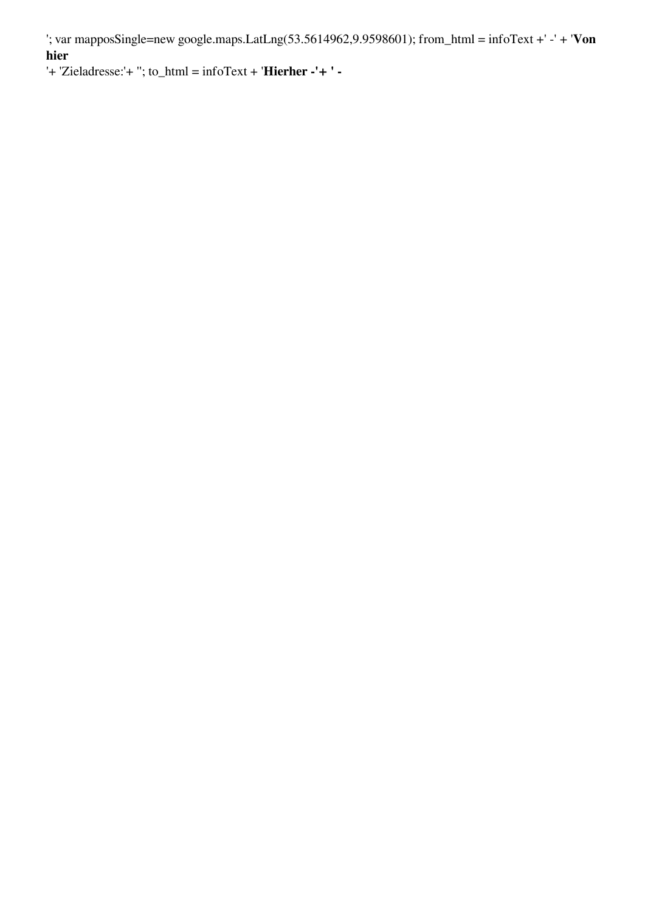'; var mapposSingle=new google.maps.LatLng(53.5614962,9.9598601); from_html = infoText +' -' + '**Von hier**
'+ 'Zieladresse:'+ ''; to_html = infoText + '**Hierher -'+ ' -**